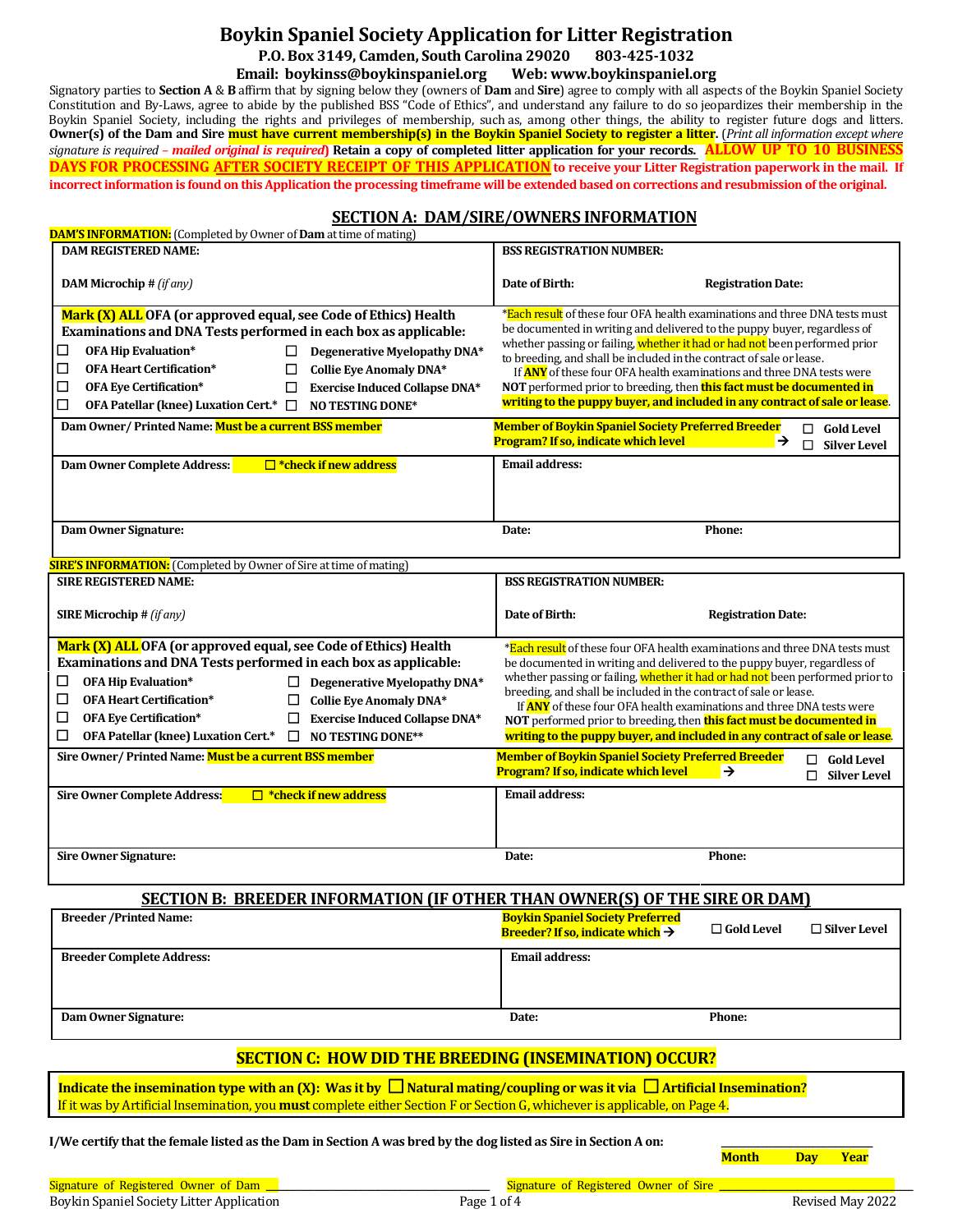# Boykin Spaniel Society Application for Litter Registration

**P.O. Box 3149, Camden, South Carolina 29020 803-425-1032**

**Email: boykinss@boykinspaniel.org Web: www.boykinspaniel.org**

Signatory parties to **Section A** & **B** affirm that by signing below they (owners of **Dam** and **Sire**) agree to comply with all aspects of the Boykin Spaniel Society Constitution and By-Laws, agree to abide by the published BSS "Code of Ethics", and understand any failure to do so jeopardizes their membership in the Boykin Spaniel Society, including the rights and privileges of membership, such as, among other things, the ability to register future dogs and litters. **Owner(s) of the Dam and Sire must have current membership(s) in the Boykin Spaniel Society to register a litter.** (*Print all information except where signature is required – **mailed original is required***) **Retain a copy of completed litter application for your records. ALLOW UP TO 10 BUSINESS DAYS FOR PROCESSING AFTER SOCIETY RECEIPT OF THIS APPLICATION to receive your Litter Registration paperwork in the mail. If incorrect information is found on this Application the processing timeframe will be extended based on corrections and resubmission of the original.**

## SECTION A: DAM/SIRE/OWNERS INFORMATION

**DAM'S INFORMATION:** (Completed by Owner of **Dam** at time of mating)

| | |
|---|---|
| **DAM REGISTERED NAME:** | **BSS REGISTRATION NUMBER:** |
| **DAM Microchip #** *(if any)* | **Date of Birth:** **Registration Date:** |
| **Mark (X) ALL OFA (or approved equal, see Code of Ethics) Health Examinations and DNA Tests performed in each box as applicable:**<br>☐ **OFA Hip Evaluation*** ☐ **Degenerative Myelopathy DNA***<br>☐ **OFA Heart Certification*** ☐ **Collie Eye Anomaly DNA***<br>☐ **OFA Eye Certification*** ☐ **Exercise Induced Collapse DNA***<br>☐ **OFA Patellar (knee) Luxation Cert.*** ☐ **NO TESTING DONE*** | *Each result of these four OFA health examinations and three DNA tests must be documented in writing and delivered to the puppy buyer, regardless of whether passing or failing, whether it had or had not been performed prior to breeding, and shall be included in the contract of sale or lease.<br>If **ANY** of these four OFA health examinations and three DNA tests were **NOT** performed prior to breeding, then **this fact must be documented in writing to the puppy buyer, and included in any contract of sale or lease**. |
| **Dam Owner/ Printed Name: Must be a current BSS member** | **Member of Boykin Spaniel Society Preferred Breeder Program? If so, indicate which level** → ☐ **Gold Level** ☐ **Silver Level** |
| **Dam Owner Complete Address:** ☐ **\*check if new address** | **Email address:** |
| **Dam Owner Signature:** | **Date:** **Phone:** |

**SIRE'S INFORMATION:** (Completed by Owner of Sire at time of mating)

| | |
|---|---|
| **SIRE REGISTERED NAME:** | **BSS REGISTRATION NUMBER:** |
| **SIRE Microchip #** *(if any)* | **Date of Birth:** **Registration Date:** |
| **Mark (X) ALL OFA (or approved equal, see Code of Ethics) Health Examinations and DNA Tests performed in each box as applicable:**<br>☐ **OFA Hip Evaluation*** ☐ **Degenerative Myelopathy DNA***<br>☐ **OFA Heart Certification*** ☐ **Collie Eye Anomaly DNA***<br>☐ **OFA Eye Certification*** ☐ **Exercise Induced Collapse DNA***<br>☐ **OFA Patellar (knee) Luxation Cert.*** ☐ **NO TESTING DONE**** | *Each result of these four OFA health examinations and three DNA tests must be documented in writing and delivered to the puppy buyer, regardless of whether passing or failing, whether it had or had not been performed prior to breeding, and shall be included in the contract of sale or lease.<br>If **ANY** of these four OFA health examinations and three DNA tests were **NOT** performed prior to breeding, then **this fact must be documented in writing to the puppy buyer, and included in any contract of sale or lease**. |
| **Sire Owner/ Printed Name: Must be a current BSS member** | **Member of Boykin Spaniel Society Preferred Breeder Program? If so, indicate which level** → ☐ **Gold Level** ☐ **Silver Level** |
| **Sire Owner Complete Address:** ☐ **\*check if new address** | **Email address:** |
| **Sire Owner Signature:** | **Date:** **Phone:** |

## SECTION B: BREEDER INFORMATION (IF OTHER THAN OWNER(S) OF THE SIRE OR DAM)

| | |
|---|---|
| **Breeder /Printed Name:** | **Boykin Spaniel Society Preferred Breeder? If so, indicate which** → ☐ **Gold Level** ☐ **Silver Level** |
| **Breeder Complete Address:** | **Email address:** |
| **Dam Owner Signature:** | **Date:** **Phone:** |

## SECTION C: HOW DID THE BREEDING (INSEMINATION) OCCUR?

**Indicate the insemination type with an (X): Was it by ☐ Natural mating/coupling or was it via ☐ Artificial Insemination?**
If it was by Artificial Insemination, you **must** complete either Section F or Section G, whichever is applicable, on Page 4.

**I/We certify that the female listed as the Dam in Section A was bred by the dog listed as Sire in Section A on:** ______________________

**Month Day Year**

Signature of Registered Owner of Dam ______________________ Signature of Registered Owner of Sire ______________________

Boykin Spaniel Society Litter Application Revised May 2022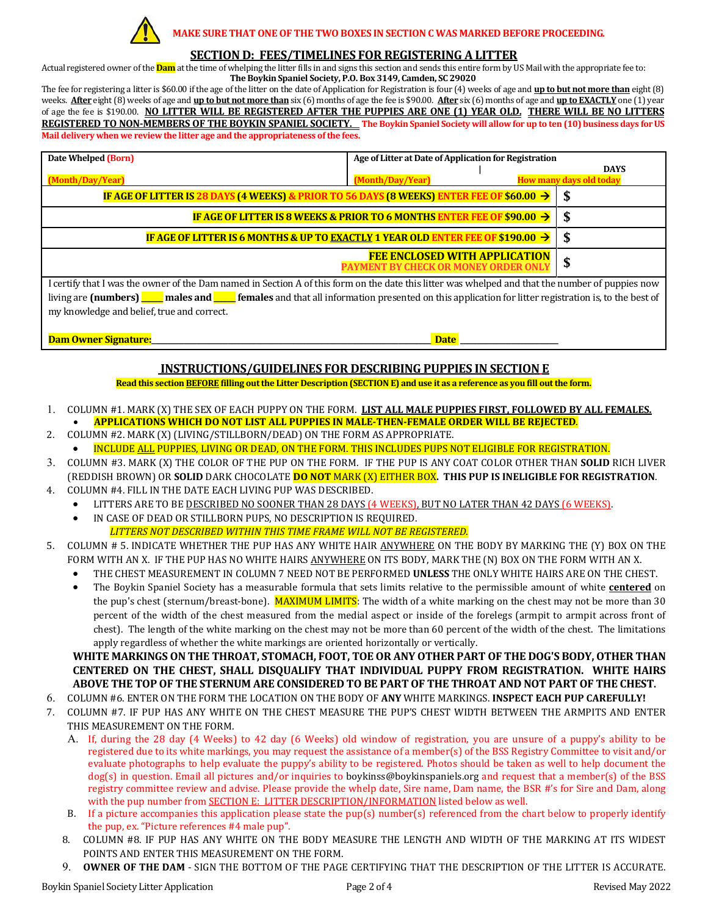**MAKE SURE THAT ONE OF THE TWO BOXES IN SECTION C WAS MARKED BEFORE PROCEEDING.**

## SECTION D: FEES/TIMELINES FOR REGISTERING A LITTER

Actual registered owner of the **Dam** at the time of whelping the litter fills in and signs this section and sends this entire form by US Mail with the appropriate fee to:
**The Boykin Spaniel Society, P.O. Box 3149, Camden, SC 29020**

The fee for registering a litter is $60.00 if the age of the litter on the date of Application for Registration is four (4) weeks of age and **up to but not more than** eight (8) weeks. **After** eight (8) weeks of age and **up to but not more than** six (6) months of age the fee is $90.00. **After** six (6) months of age and **up to EXACTLY** one (1) year of age the fee is $190.00. **NO LITTER WILL BE REGISTERED AFTER THE PUPPIES ARE ONE (1) YEAR OLD. THERE WILL BE NO LITTERS REGISTERED TO NON-MEMBERS OF THE BOYKIN SPANIEL SOCIETY.** **The Boykin Spaniel Society will allow for up to ten (10) business days for US Mail delivery when we review the litter age and the appropriateness of the fees.**

| Date Whelped (Born) (Month/Day/Year) | Age of Litter at Date of Application for Registration (Month/Day/Year) \| DAYS How many days old today |
|---|---|
| | |
| **IF AGE OF LITTER IS 28 DAYS (4 WEEKS) & PRIOR TO 56 DAYS (8 WEEKS) ENTER FEE OF $60.00 →** | $ |
| **IF AGE OF LITTER IS 8 WEEKS & PRIOR TO 6 MONTHS ENTER FEE OF $90.00 →** | $ |
| **IF AGE OF LITTER IS 6 MONTHS & UP TO EXACTLY 1 YEAR OLD ENTER FEE OF $190.00 →** | $ |
| **FEE ENCLOSED WITH APPLICATION** PAYMENT BY CHECK OR MONEY ORDER ONLY | $ |

I certify that I was the owner of the Dam named in Section A of this form on the date this litter was whelped and that the number of puppies now living are **(numbers)** _____ **males and** _____ **females** and that all information presented on this application for litter registration is, to the best of my knowledge and belief, true and correct.

**Dam Owner Signature:**_______________________________ **Date** _______________

## INSTRUCTIONS/GUIDELINES FOR DESCRIBING PUPPIES IN SECTION E

**Read this section BEFORE filling out the Litter Description (SECTION E) and use it as a reference as you fill out the form.**

1. COLUMN #1. MARK (X) THE SEX OF EACH PUPPY ON THE FORM. **LIST ALL MALE PUPPIES FIRST, FOLLOWED BY ALL FEMALES.**
   - **APPLICATIONS WHICH DO NOT LIST ALL PUPPIES IN MALE-THEN-FEMALE ORDER WILL BE REJECTED**.
2. COLUMN #2. MARK (X) (LIVING/STILLBORN/DEAD) ON THE FORM AS APPROPRIATE.
   - INCLUDE ALL PUPPIES, LIVING OR DEAD, ON THE FORM. THIS INCLUDES PUPS NOT ELIGIBLE FOR REGISTRATION.
3. COLUMN #3. MARK (X) THE COLOR OF THE PUP ON THE FORM. IF THE PUP IS ANY COAT COLOR OTHER THAN **SOLID** RICH LIVER (REDDISH BROWN) OR **SOLID** DARK CHOCOLATE **DO NOT** MARK (X) EITHER BOX**. THIS PUP IS INELIGIBLE FOR REGISTRATION**.
4. COLUMN #4. FILL IN THE DATE EACH LIVING PUP WAS DESCRIBED.
   - LITTERS ARE TO BE DESCRIBED NO SOONER THAN 28 DAYS (4 WEEKS), BUT NO LATER THAN 42 DAYS (6 WEEKS).
   - IN CASE OF DEAD OR STILLBORN PUPS, NO DESCRIPTION IS REQUIRED.

     *LITTERS NOT DESCRIBED WITHIN THIS TIME FRAME WILL NOT BE REGISTERED.*
5. COLUMN # 5. INDICATE WHETHER THE PUP HAS ANY WHITE HAIR ANYWHERE ON THE BODY BY MARKING THE (Y) BOX ON THE FORM WITH AN X. IF THE PUP HAS NO WHITE HAIRS ANYWHERE ON ITS BODY, MARK THE (N) BOX ON THE FORM WITH AN X.
   - THE CHEST MEASUREMENT IN COLUMN 7 NEED NOT BE PERFORMED **UNLESS** THE ONLY WHITE HAIRS ARE ON THE CHEST.
   - The Boykin Spaniel Society has a measurable formula that sets limits relative to the permissible amount of white **centered** on the pup's chest (sternum/breast-bone). MAXIMUM LIMITS: The width of a white marking on the chest may not be more than 30 percent of the width of the chest measured from the medial aspect or inside of the forelegs (armpit to armpit across front of chest). The length of the white marking on the chest may not be more than 60 percent of the width of the chest. The limitations apply regardless of whether the white markings are oriented horizontally or vertically.

   **WHITE MARKINGS ON THE THROAT, STOMACH, FOOT, TOE OR ANY OTHER PART OF THE DOG'S BODY, OTHER THAN CENTERED ON THE CHEST, SHALL DISQUALIFY THAT INDIVIDUAL PUPPY FROM REGISTRATION. WHITE HAIRS ABOVE THE TOP OF THE STERNUM ARE CONSIDERED TO BE PART OF THE THROAT AND NOT PART OF THE CHEST.**
6. COLUMN #6. ENTER ON THE FORM THE LOCATION ON THE BODY OF **ANY** WHITE MARKINGS. **INSPECT EACH PUP CAREFULLY!**
7. COLUMN #7. IF PUP HAS ANY WHITE ON THE CHEST MEASURE THE PUP'S CHEST WIDTH BETWEEN THE ARMPITS AND ENTER THIS MEASUREMENT ON THE FORM.
   A. If, during the 28 day (4 Weeks) to 42 day (6 Weeks) old window of registration, you are unsure of a puppy's ability to be registered due to its white markings, you may request the assistance of a member(s) of the BSS Registry Committee to visit and/or evaluate photographs to help evaluate the puppy's ability to be registered. Photos should be taken as well to help document the dog(s) in question. Email all pictures and/or inquiries to boykinss@boykinspaniels.org and request that a member(s) of the BSS registry committee review and advise. Please provide the whelp date, Sire name, Dam name, the BSR #'s for Sire and Dam, along with the pup number from SECTION E: LITTER DESCRIPTION/INFORMATION listed below as well.
   B. If a picture accompanies this application please state the pup(s) number(s) referenced from the chart below to properly identify the pup, ex. "Picture references #4 male pup".
8. COLUMN #8. IF PUP HAS ANY WHITE ON THE BODY MEASURE THE LENGTH AND WIDTH OF THE MARKING AT ITS WIDEST POINTS AND ENTER THIS MEASUREMENT ON THE FORM.
9. **OWNER OF THE DAM** - SIGN THE BOTTOM OF THE PAGE CERTIFYING THAT THE DESCRIPTION OF THE LITTER IS ACCURATE.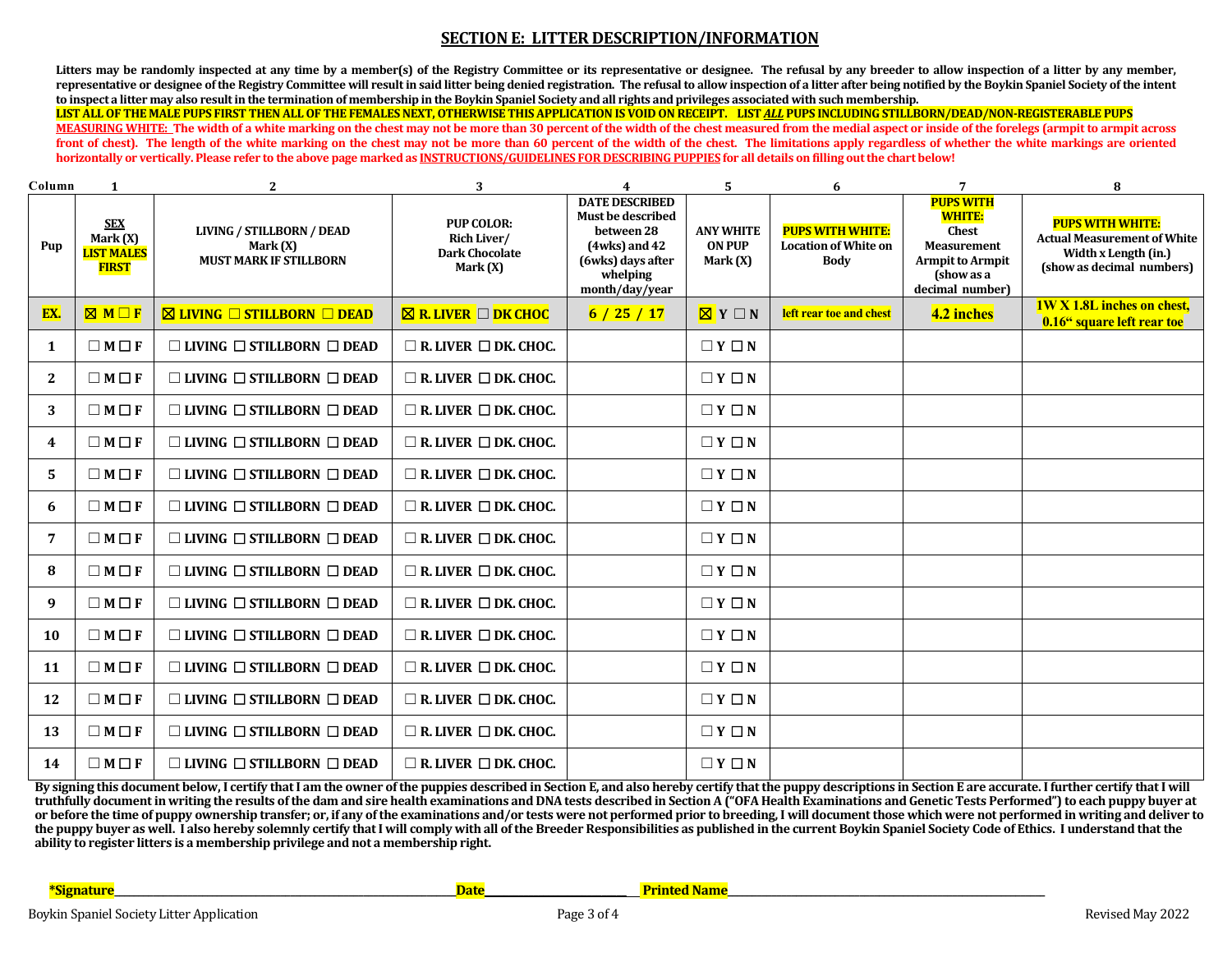## SECTION E: LITTER DESCRIPTION/INFORMATION

**Litters may be randomly inspected at any time by a member(s) of the Registry Committee or its representative or designee. The refusal by any breeder to allow inspection of a litter by any member, representative or designee of the Registry Committee will result in said litter being denied registration. The refusal to allow inspection of a litter after being notified by the Boykin Spaniel Society of the intent to inspect a litter may also result in the termination of membership in the Boykin Spaniel Society and all rights and privileges associated with such membership.**

**LIST ALL OF THE MALE PUPS FIRST THEN ALL OF THE FEMALES NEXT, OTHERWISE THIS APPLICATION IS VOID ON RECEIPT. LIST *ALL* PUPS INCLUDING STILLBORN/DEAD/NON-REGISTERABLE PUPS**

**MEASURING WHITE: The width of a white marking on the chest may not be more than 30 percent of the width of the chest measured from the medial aspect or inside of the forelegs (armpit to armpit across front of chest). The length of the white marking on the chest may not be more than 60 percent of the width of the chest. The limitations apply regardless of whether the white markings are oriented horizontally or vertically. Please refer to the above page marked as INSTRUCTIONS/GUIDELINES FOR DESCRIBING PUPPIES for all details on filling out the chart below!**

| Column | 1 | 2 | 3 | 4 | 5 | 6 | 7 | 8 |
|---|---|---|---|---|---|---|---|---|
| Pup | SEX Mark (X) LIST MALES FIRST | LIVING / STILLBORN / DEAD Mark (X) MUST MARK IF STILLBORN | PUP COLOR: Rich Liver/ Dark Chocolate Mark (X) | DATE DESCRIBED Must be described between 28 (4wks) and 42 (6wks) days after whelping month/day/year | ANY WHITE ON PUP Mark (X) | PUPS WITH WHITE: Location of White on Body | PUPS WITH WHITE: Chest Measurement Armpit to Armpit (show as a decimal number) | PUPS WITH WHITE: Actual Measurement of White Width x Length (in.) (show as decimal numbers) |
| EX. | ☒ M ☐ F | ☒ LIVING ☐ STILLBORN ☐ DEAD | ☒ R. LIVER ☐ DK CHOC | 6 / 25 / 17 | ☒ Y ☐ N | left rear toe and chest | 4.2 inches | 1W X 1.8L inches on chest, 0.16" square left rear toe |
| 1 | ☐ M ☐ F | ☐ LIVING ☐ STILLBORN ☐ DEAD | ☐ R. LIVER ☐ DK. CHOC. | | ☐ Y ☐ N | | | |
| 2 | ☐ M ☐ F | ☐ LIVING ☐ STILLBORN ☐ DEAD | ☐ R. LIVER ☐ DK. CHOC. | | ☐ Y ☐ N | | | |
| 3 | ☐ M ☐ F | ☐ LIVING ☐ STILLBORN ☐ DEAD | ☐ R. LIVER ☐ DK. CHOC. | | ☐ Y ☐ N | | | |
| 4 | ☐ M ☐ F | ☐ LIVING ☐ STILLBORN ☐ DEAD | ☐ R. LIVER ☐ DK. CHOC. | | ☐ Y ☐ N | | | |
| 5 | ☐ M ☐ F | ☐ LIVING ☐ STILLBORN ☐ DEAD | ☐ R. LIVER ☐ DK. CHOC. | | ☐ Y ☐ N | | | |
| 6 | ☐ M ☐ F | ☐ LIVING ☐ STILLBORN ☐ DEAD | ☐ R. LIVER ☐ DK. CHOC. | | ☐ Y ☐ N | | | |
| 7 | ☐ M ☐ F | ☐ LIVING ☐ STILLBORN ☐ DEAD | ☐ R. LIVER ☐ DK. CHOC. | | ☐ Y ☐ N | | | |
| 8 | ☐ M ☐ F | ☐ LIVING ☐ STILLBORN ☐ DEAD | ☐ R. LIVER ☐ DK. CHOC. | | ☐ Y ☐ N | | | |
| 9 | ☐ M ☐ F | ☐ LIVING ☐ STILLBORN ☐ DEAD | ☐ R. LIVER ☐ DK. CHOC. | | ☐ Y ☐ N | | | |
| 10 | ☐ M ☐ F | ☐ LIVING ☐ STILLBORN ☐ DEAD | ☐ R. LIVER ☐ DK. CHOC. | | ☐ Y ☐ N | | | |
| 11 | ☐ M ☐ F | ☐ LIVING ☐ STILLBORN ☐ DEAD | ☐ R. LIVER ☐ DK. CHOC. | | ☐ Y ☐ N | | | |
| 12 | ☐ M ☐ F | ☐ LIVING ☐ STILLBORN ☐ DEAD | ☐ R. LIVER ☐ DK. CHOC. | | ☐ Y ☐ N | | | |
| 13 | ☐ M ☐ F | ☐ LIVING ☐ STILLBORN ☐ DEAD | ☐ R. LIVER ☐ DK. CHOC. | | ☐ Y ☐ N | | | |
| 14 | ☐ M ☐ F | ☐ LIVING ☐ STILLBORN ☐ DEAD | ☐ R. LIVER ☐ DK. CHOC. | | ☐ Y ☐ N | | | |

**By signing this document below, I certify that I am the owner of the puppies described in Section E, and also hereby certify that the puppy descriptions in Section E are accurate. I further certify that I will truthfully document in writing the results of the dam and sire health examinations and DNA tests described in Section A ("OFA Health Examinations and Genetic Tests Performed") to each puppy buyer at or before the time of puppy ownership transfer; or, if any of the examinations and/or tests were not performed prior to breeding, I will document those which were not performed in writing and deliver to the puppy buyer as well. I also hereby solemnly certify that I will comply with all of the Breeder Responsibilities as published in the current Boykin Spaniel Society Code of Ethics. I understand that the ability to register litters is a membership privilege and not a membership right.**

**\*Signature**\_\_\_\_\_\_\_\_\_\_\_\_\_\_\_\_\_\_\_\_\_\_\_\_\_\_\_\_ **Date**\_\_\_\_\_\_\_\_\_\_\_\_\_\_ **Printed Name**\_\_\_\_\_\_\_\_\_\_\_\_\_\_\_\_\_\_\_\_\_\_\_\_\_\_\_\_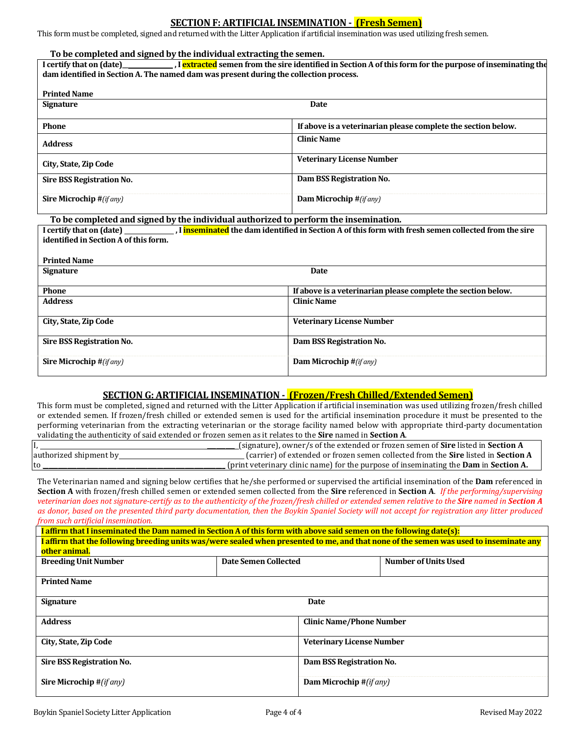## SECTION F: ARTIFICIAL INSEMINATION - (Fresh Semen)

This form must be completed, signed and returned with the Litter Application if artificial insemination was used utilizing fresh semen.

### To be completed and signed by the individual extracting the semen.

**I certify that on (date)\_\_\_\_\_\_\_\_\_\_\_\_\_\_\_ , I extracted semen from the sire identified in Section A of this form for the purpose of inseminating the dam identified in Section A. The named dam was present during the collection process.**

**Printed Name**

| | |
|---|---|
| **Signature** | **Date** |
| **Phone** | **If above is a veterinarian please complete the section below.** |
| **Address** | **Clinic Name** |
| **City, State, Zip Code** | **Veterinary License Number** |
| **Sire BSS Registration No.** | **Dam BSS Registration No.** |
| **Sire Microchip #** *(if any)* | **Dam Microchip #** *(if any)* |

### To be completed and signed by the individual authorized to perform the insemination.

**I certify that on (date) \_\_\_\_\_\_\_\_\_\_\_\_\_\_\_ , I inseminated the dam identified in Section A of this form with fresh semen collected from the sire identified in Section A of this form.**

**Printed Name**

| | |
|---|---|
| **Signature** | **Date** |
| **Phone** | **If above is a veterinarian please complete the section below.** |
| **Address** | **Clinic Name** |
| **City, State, Zip Code** | **Veterinary License Number** |
| **Sire BSS Registration No.** | **Dam BSS Registration No.** |
| **Sire Microchip #** *(if any)* | **Dam Microchip #** *(if any)* |

## SECTION G: ARTIFICIAL INSEMINATION - (Frozen/Fresh Chilled/Extended Semen)

This form must be completed, signed and returned with the Litter Application if artificial insemination was used utilizing frozen/fresh chilled or extended semen. If frozen/fresh chilled or extended semen is used for the artificial insemination procedure it must be presented to the performing veterinarian from the extracting veterinarian or the storage facility named below with appropriate third-party documentation validating the authenticity of said extended or frozen semen as it relates to the **Sire** named in **Section A**.

I, \_\_\_\_\_\_\_\_\_\_\_\_\_\_\_\_\_\_\_\_\_\_\_\_\_\_\_\_\_\_\_\_\_\_\_\_\_\_\_\_\_\_\_\_\_\_\_\_(signature), owner/s of the extended or frozen semen of **Sire** listed in **Section A** authorized shipment by\_\_\_\_\_\_\_\_\_\_\_\_\_\_\_\_\_\_\_\_\_\_\_\_\_\_\_\_\_\_\_\_\_\_\_\_ (carrier) of extended or frozen semen collected from the **Sire** listed in **Section A** to \_\_\_\_\_\_\_\_\_\_\_\_\_\_\_\_\_\_\_\_\_\_\_\_\_\_\_\_\_\_\_\_\_\_\_\_\_\_\_\_\_\_\_\_\_\_ (print veterinary clinic name) for the purpose of inseminating the **Dam** in **Section A.**

The Veterinarian named and signing below certifies that he/she performed or supervised the artificial insemination of the **Dam** referenced in **Section A** with frozen/fresh chilled semen or extended semen collected from the **Sire** referenced in **Section A**. *If the performing/supervising veterinarian does not signature-certify as to the authenticity of the frozen/fresh chilled or extended semen relative to the **Sire** named in **Section A** as donor, based on the presented third party documentation, then the Boykin Spaniel Society will not accept for registration any litter produced from such artificial insemination.*

**I affirm that I inseminated the Dam named in Section A of this form with above said semen on the following date(s):**

**I affirm that the following breeding units was/were sealed when presented to me, and that none of the semen was used to inseminate any other animal.**

| **Breeding Unit Number** | **Date Semen Collected** | **Number of Units Used** |
|---|---|---|
| | | |

**Printed Name**

| | |
|---|---|
| **Signature** | **Date** |
| **Address** | **Clinic Name/Phone Number** |
| **City, State, Zip Code** | **Veterinary License Number** |
| **Sire BSS Registration No.** | **Dam BSS Registration No.** |
| **Sire Microchip #** *(if any)* | **Dam Microchip #** *(if any)* |